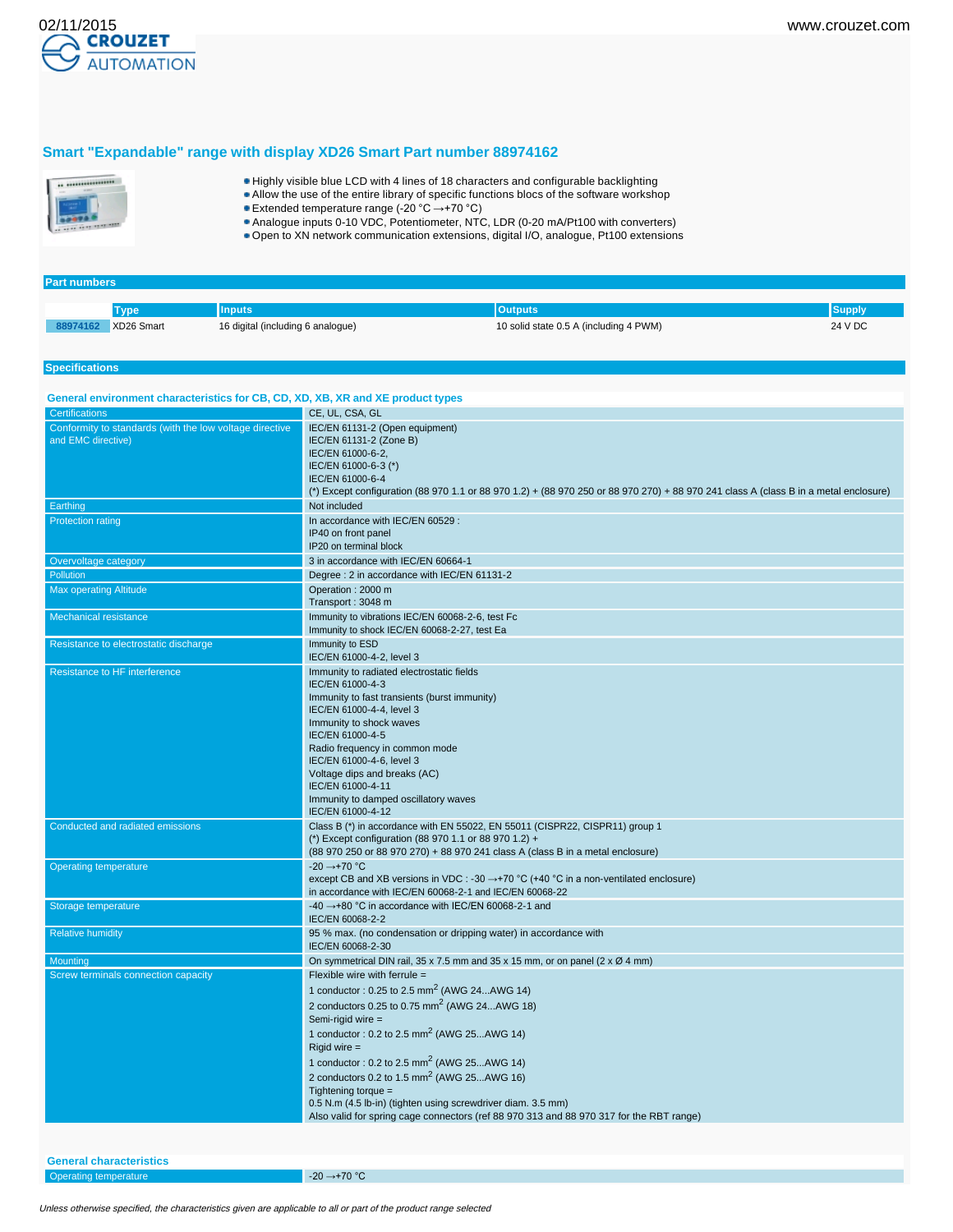02/11/2015 www.crouzet.com

CROUZET AUTOMATION

## Smart "Expandable" range with display XD26 Smart Part number 88974162

- Highly visible blue LCD with 4 lines of 18 characters and configurable backlighting
- Allow the use of the entire library of specific functions blocs of the software workshop
- Extended temperature range (-20 °C →+70 °C)
- Analogue inputs 0-10 VDC, Potentiometer, NTC, LDR (0-20 mA/Pt100 with converters)
- Open to XN network communication extensions, digital I/O, analogue, Pt100 extensions

### Part numbers

| | Type | Inputs | Outputs | Supply |
|---|---|---|---|---|
| 88974162 | XD26 Smart | 16 digital (including 6 analogue) | 10 solid state 0.5 A (including 4 PWM) | 24 V DC |

### Specifications

#### General environment characteristics for CB, CD, XD, XB, XR and XE product types

| | |
|---|---|
| Certifications | CE, UL, CSA, GL |
| Conformity to standards (with the low voltage directive and EMC directive) | IEC/EN 61131-2 (Open equipment)<br>IEC/EN 61131-2 (Zone B)<br>IEC/EN 61000-6-2,<br>IEC/EN 61000-6-3 (*)<br>IEC/EN 61000-6-4<br>(*) Except configuration (88 970 1.1 or 88 970 1.2) + (88 970 250 or 88 970 270) + 88 970 241 class A (class B in a metal enclosure) |
| Earthing | Not included |
| Protection rating | In accordance with IEC/EN 60529 :<br>IP40 on front panel<br>IP20 on terminal block |
| Overvoltage category | 3 in accordance with IEC/EN 60664-1 |
| Pollution | Degree : 2 in accordance with IEC/EN 61131-2 |
| Max operating Altitude | Operation : 2000 m<br>Transport : 3048 m |
| Mechanical resistance | Immunity to vibrations IEC/EN 60068-2-6, test Fc<br>Immunity to shock IEC/EN 60068-2-27, test Ea |
| Resistance to electrostatic discharge | Immunity to ESD<br>IEC/EN 61000-4-2, level 3 |
| Resistance to HF interference | Immunity to radiated electrostatic fields<br>IEC/EN 61000-4-3<br>Immunity to fast transients (burst immunity)<br>IEC/EN 61000-4-4, level 3<br>Immunity to shock waves<br>IEC/EN 61000-4-5<br>Radio frequency in common mode<br>IEC/EN 61000-4-6, level 3<br>Voltage dips and breaks (AC)<br>IEC/EN 61000-4-11<br>Immunity to damped oscillatory waves<br>IEC/EN 61000-4-12 |
| Conducted and radiated emissions | Class B (*) in accordance with EN 55022, EN 55011 (CISPR22, CISPR11) group 1<br>(*) Except configuration (88 970 1.1 or 88 970 1.2) +<br>(88 970 250 or 88 970 270) + 88 970 241 class A (class B in a metal enclosure) |
| Operating temperature | -20 →+70 °C<br>except CB and XB versions in VDC : -30 →+70 °C (+40 °C in a non-ventilated enclosure)<br>in accordance with IEC/EN 60068-2-1 and IEC/EN 60068-22 |
| Storage temperature | -40 →+80 °C in accordance with IEC/EN 60068-2-1 and<br>IEC/EN 60068-2-2 |
| Relative humidity | 95 % max. (no condensation or dripping water) in accordance with<br>IEC/EN 60068-2-30 |
| Mounting | On symmetrical DIN rail, 35 x 7.5 mm and 35 x 15 mm, or on panel (2 x Ø 4 mm) |
| Screw terminals connection capacity | Flexible wire with ferrule =<br>1 conductor : 0.25 to 2.5 mm$^2$ (AWG 24...AWG 14)<br>2 conductors 0.25 to 0.75 mm$^2$ (AWG 24...AWG 18)<br>Semi-rigid wire =<br>1 conductor : 0.2 to 2.5 mm$^2$ (AWG 25...AWG 14)<br>Rigid wire =<br>1 conductor : 0.2 to 2.5 mm$^2$ (AWG 25...AWG 14)<br>2 conductors 0.2 to 1.5 mm$^2$ (AWG 25...AWG 16)<br>Tightening torque =<br>0.5 N.m (4.5 lb-in) (tighten using screwdriver diam. 3.5 mm)<br>Also valid for spring cage connectors (ref 88 970 313 and 88 970 317 for the RBT range) |

#### General characteristics

| | |
|---|---|
| Operating temperature | -20 →+70 °C |

*Unless otherwise specified, the characteristics given are applicable to all or part of the product range selected*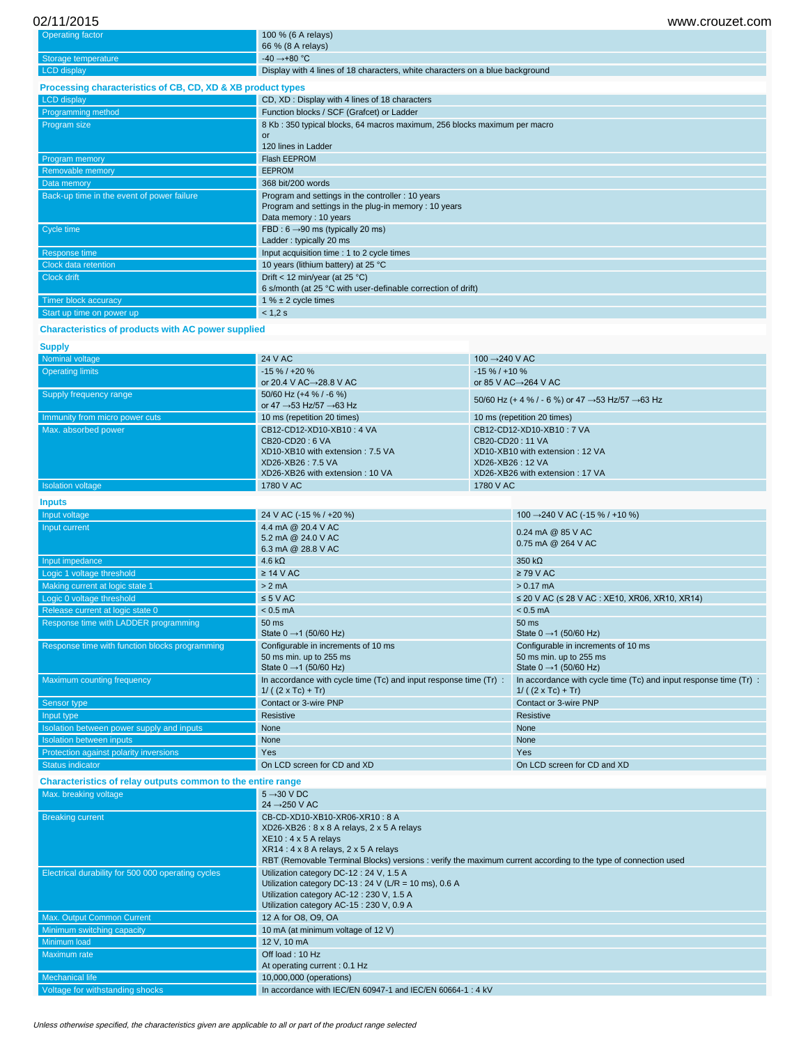| | |
|---|---|
| Operating factor | 100 % (6 A relays)<br>66 % (8 A relays) |
| Storage temperature | -40 →+80 °C |
| LCD display | Display with 4 lines of 18 characters, white characters on a blue background |

## Processing characteristics of CB, CD, XD & XB product types

| | |
|---|---|
| LCD display | CD, XD : Display with 4 lines of 18 characters |
| Programming method | Function blocks / SCF (Grafcet) or Ladder |
| Program size | 8 Kb : 350 typical blocks, 64 macros maximum, 256 blocks maximum per macro<br>or<br>120 lines in Ladder |
| Program memory | Flash EEPROM |
| Removable memory | EEPROM |
| Data memory | 368 bit/200 words |
| Back-up time in the event of power failure | Program and settings in the controller : 10 years<br>Program and settings in the plug-in memory : 10 years<br>Data memory : 10 years |
| Cycle time | FBD : 6 →90 ms (typically 20 ms)<br>Ladder : typically 20 ms |
| Response time | Input acquisition time : 1 to 2 cycle times |
| Clock data retention | 10 years (lithium battery) at 25 °C |
| Clock drift | Drift < 12 min/year (at 25 °C)<br>6 s/month (at 25 °C with user-definable correction of drift) |
| Timer block accuracy | 1 % ± 2 cycle times |
| Start up time on power up | < 1,2 s |

## Characteristics of products with AC power supplied

### Supply

| | | |
|---|---|---|
| Nominal voltage | 24 V AC | 100 →240 V AC |
| Operating limits | -15 % / +20 %<br>or 20.4 V AC→28.8 V AC | -15 % / +10 %<br>or 85 V AC→264 V AC |
| Supply frequency range | 50/60 Hz (+4 % / -6 %)<br>or 47 →53 Hz/57 →63 Hz | 50/60 Hz (+ 4 % / - 6 %) or 47 →53 Hz/57 →63 Hz |
| Immunity from micro power cuts | 10 ms (repetition 20 times) | 10 ms (repetition 20 times) |
| Max. absorbed power | CB12-CD12-XD10-XB10 : 4 VA<br>CB20-CD20 : 6 VA<br>XD10-XB10 with extension : 7.5 VA<br>XD26-XB26 : 7.5 VA<br>XD26-XB26 with extension : 10 VA | CB12-CD12-XD10-XB10 : 7 VA<br>CB20-CD20 : 11 VA<br>XD10-XB10 with extension : 12 VA<br>XD26-XB26 : 12 VA<br>XD26-XB26 with extension : 17 VA |
| Isolation voltage | 1780 V AC | 1780 V AC |

### Inputs

| | | |
|---|---|---|
| Input voltage | 24 V AC (-15 % / +20 %) | 100 →240 V AC (-15 % / +10 %) |
| Input current | 4.4 mA @ 20.4 V AC<br>5.2 mA @ 24.0 V AC<br>6.3 mA @ 28.8 V AC | 0.24 mA @ 85 V AC<br>0.75 mA @ 264 V AC |
| Input impedance | 4.6 kΩ | 350 kΩ |
| Logic 1 voltage threshold | ≥ 14 V AC | ≥ 79 V AC |
| Making current at logic state 1 | > 2 mA | > 0.17 mA |
| Logic 0 voltage threshold | ≤ 5 V AC | ≤ 20 V AC (≤ 28 V AC : XE10, XR06, XR10, XR14) |
| Release current at logic state 0 | < 0.5 mA | < 0.5 mA |
| Response time with LADDER programming | 50 ms<br>State 0 →1 (50/60 Hz) | 50 ms<br>State 0 →1 (50/60 Hz) |
| Response time with function blocks programming | Configurable in increments of 10 ms<br>50 ms min. up to 255 ms<br>State 0 →1 (50/60 Hz) | Configurable in increments of 10 ms<br>50 ms min. up to 255 ms<br>State 0 →1 (50/60 Hz) |
| Maximum counting frequency | In accordance with cycle time (Tc) and input response time (Tr) : 1/ ( (2 x Tc) + Tr) | In accordance with cycle time (Tc) and input response time (Tr) : 1/ ( (2 x Tc) + Tr) |
| Sensor type | Contact or 3-wire PNP | Contact or 3-wire PNP |
| Input type | Resistive | Resistive |
| Isolation between power supply and inputs | None | None |
| Isolation between inputs | None | None |
| Protection against polarity inversions | Yes | Yes |
| Status indicator | On LCD screen for CD and XD | On LCD screen for CD and XD |

## Characteristics of relay outputs common to the entire range

| | |
|---|---|
| Max. breaking voltage | 5 →30 V DC<br>24 →250 V AC |
| Breaking current | CB-CD-XD10-XB10-XR06-XR10 : 8 A<br>XD26-XB26 : 8 x 8 A relays, 2 x 5 A relays<br>XE10 : 4 x 5 A relays<br>XR14 : 4 x 8 A relays, 2 x 5 A relays<br>RBT (Removable Terminal Blocks) versions : verify the maximum current according to the type of connection used |
| Electrical durability for 500 000 operating cycles | Utilization category DC-12 : 24 V, 1.5 A<br>Utilization category DC-13 : 24 V (L/R = 10 ms), 0.6 A<br>Utilization category AC-12 : 230 V, 1.5 A<br>Utilization category AC-15 : 230 V, 0.9 A |
| Max. Output Common Current | 12 A for O8, O9, OA |
| Minimum switching capacity | 10 mA (at minimum voltage of 12 V) |
| Minimum load | 12 V, 10 mA |
| Maximum rate | Off load : 10 Hz<br>At operating current : 0.1 Hz |
| Mechanical life | 10,000,000 (operations) |
| Voltage for withstanding shocks | In accordance with IEC/EN 60947-1 and IEC/EN 60664-1 : 4 kV |

*Unless otherwise specified, the characteristics given are applicable to all or part of the product range selected*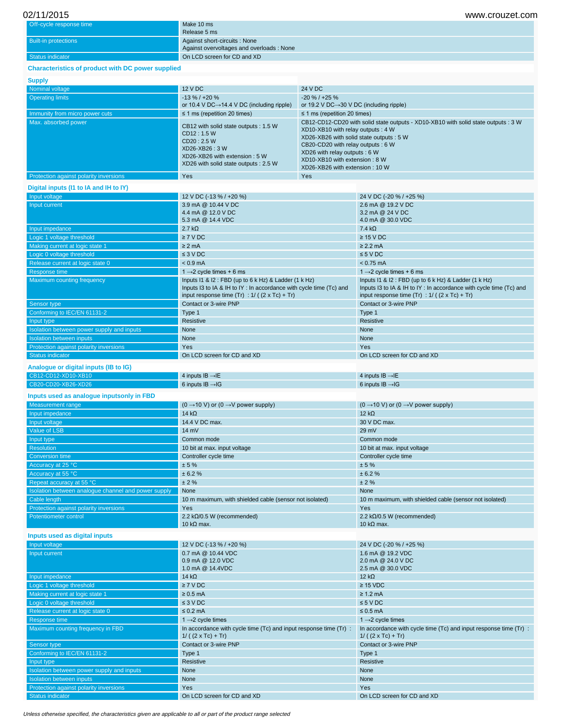| | |
|---|---|
| Off-cycle response time | Make 10 ms<br>Release 5 ms |
| Built-in protections | Against short-circuits : None<br>Against overvoltages and overloads : None |
| Status indicator | On LCD screen for CD and XD |

## Characteristics of product with DC power supplied

### Supply

| | | |
|---|---|---|
| Nominal voltage | 12 V DC | 24 V DC |
| Operating limits | -13 % / +20 %<br>or 10.4 V DC→14.4 V DC (including ripple) | -20 % / +25 %<br>or 19.2 V DC→30 V DC (including ripple) |
| Immunity from micro power cuts | ≤ 1 ms (repetition 20 times) | ≤ 1 ms (repetition 20 times) |
| Max. absorbed power | CB12 with solid state outputs : 1.5 W<br>CD12 : 1.5 W<br>CD20 : 2.5 W<br>XD26-XB26 : 3 W<br>XD26-XB26 with extension : 5 W<br>XD26 with solid state outputs : 2.5 W | CB12-CD12-CD20 with solid state outputs - XD10-XB10 with solid state outputs : 3 W<br>XD10-XB10 with relay outputs : 4 W<br>XD26-XB26 with solid state outputs : 5 W<br>CB20-CD20 with relay outputs : 6 W<br>XD26 with relay outputs : 6 W<br>XD10-XB10 with extension : 8 W<br>XD26-XB26 with extension : 10 W |
| Protection against polarity inversions | Yes | Yes |

### Digital inputs (I1 to IA and IH to IY)

| | | |
|---|---|---|
| Input voltage | 12 V DC (-13 % / +20 %) | 24 V DC (-20 % / +25 %) |
| Input current | 3.9 mA @ 10.44 V DC<br>4.4 mA @ 12.0 V DC<br>5.3 mA @ 14.4 VDC | 2.6 mA @ 19.2 V DC<br>3.2 mA @ 24 V DC<br>4.0 mA @ 30.0 VDC |
| Input impedance | 2.7 kΩ | 7.4 kΩ |
| Logic 1 voltage threshold | ≥ 7 V DC | ≥ 15 V DC |
| Making current at logic state 1 | ≥ 2 mA | ≥ 2.2 mA |
| Logic 0 voltage threshold | ≤ 3 V DC | ≤ 5 V DC |
| Release current at logic state 0 | < 0.9 mA | < 0.75 mA |
| Response time | 1 →2 cycle times + 6 ms | 1 →2 cycle times + 6 ms |
| Maximum counting frequency | Inputs I1 & I2 : FBD (up to 6 k Hz) & Ladder (1 k Hz)<br>Inputs I3 to IA & IH to IY : In accordance with cycle time (Tc) and input response time (Tr) : 1/ ( (2 x Tc) + Tr) | Inputs I1 & I2 : FBD (up to 6 k Hz) & Ladder (1 k Hz)<br>Inputs I3 to IA & IH to IY : In accordance with cycle time (Tc) and input response time (Tr) : 1/ ( (2 x Tc) + Tr) |
| Sensor type | Contact or 3-wire PNP | Contact or 3-wire PNP |
| Conforming to IEC/EN 61131-2 | Type 1 | Type 1 |
| Input type | Resistive | Resistive |
| Isolation between power supply and inputs | None | None |
| Isolation between inputs | None | None |
| Protection against polarity inversions | Yes | Yes |
| Status indicator | On LCD screen for CD and XD | On LCD screen for CD and XD |

### Analogue or digital inputs (IB to IG)

| | | |
|---|---|---|
| CB12-CD12-XD10-XB10 | 4 inputs IB →IE | 4 inputs IB →IE |
| CB20-CD20-XB26-XD26 | 6 inputs IB →IG | 6 inputs IB →IG |

### Inputs used as analogue inputsonly in FBD

| | | |
|---|---|---|
| Measurement range | (0 →10 V) or (0 →V power supply) | (0 →10 V) or (0 →V power supply) |
| Input impedance | 14 kΩ | 12 kΩ |
| Input voltage | 14.4 V DC max. | 30 V DC max. |
| Value of LSB | 14 mV | 29 mV |
| Input type | Common mode | Common mode |
| Resolution | 10 bit at max. input voltage | 10 bit at max. input voltage |
| Conversion time | Controller cycle time | Controller cycle time |
| Accuracy at 25 °C | ± 5 % | ± 5 % |
| Accuracy at 55 °C | ± 6.2 % | ± 6.2 % |
| Repeat accuracy at 55 °C | ± 2 % | ± 2 % |
| Isolation between analogue channel and power supply | None | None |
| Cable length | 10 m maximum, with shielded cable (sensor not isolated) | 10 m maximum, with shielded cable (sensor not isolated) |
| Protection against polarity inversions | Yes | Yes |
| Potentiometer control | 2.2 kΩ/0.5 W (recommended)<br>10 kΩ max. | 2.2 kΩ/0.5 W (recommended)<br>10 kΩ max. |

### Inputs used as digital inputs

| | | |
|---|---|---|
| Input voltage | 12 V DC (-13 % / +20 %) | 24 V DC (-20 % / +25 %) |
| Input current | 0.7 mA @ 10.44 VDC<br>0.9 mA @ 12.0 VDC<br>1.0 mA @ 14.4VDC | 1.6 mA @ 19.2 VDC<br>2.0 mA @ 24.0 V DC<br>2.5 mA @ 30.0 VDC |
| Input impedance | 14 kΩ | 12 kΩ |
| Logic 1 voltage threshold | ≥ 7 V DC | ≥ 15 VDC |
| Making current at logic state 1 | ≥ 0.5 mA | ≥ 1.2 mA |
| Logic 0 voltage threshold | ≤ 3 V DC | ≤ 5 V DC |
| Release current at logic state 0 | ≤ 0.2 mA | ≤ 0.5 mA |
| Response time | 1 →2 cycle times | 1 →2 cycle times |
| Maximum counting frequency in FBD | In accordance with cycle time (Tc) and input response time (Tr) : 1/ ( (2 x Tc) + Tr) | In accordance with cycle time (Tc) and input response time (Tr) : 1/ ( (2 x Tc) + Tr) |
| Sensor type | Contact or 3-wire PNP | Contact or 3-wire PNP |
| Conforming to IEC/EN 61131-2 | Type 1 | Type 1 |
| Input type | Resistive | Resistive |
| Isolation between power supply and inputs | None | None |
| Isolation between inputs | None | None |
| Protection against polarity inversions | Yes | Yes |
| Status indicator | On LCD screen for CD and XD | On LCD screen for CD and XD |

*Unless otherwise specified, the characteristics given are applicable to all or part of the product range selected*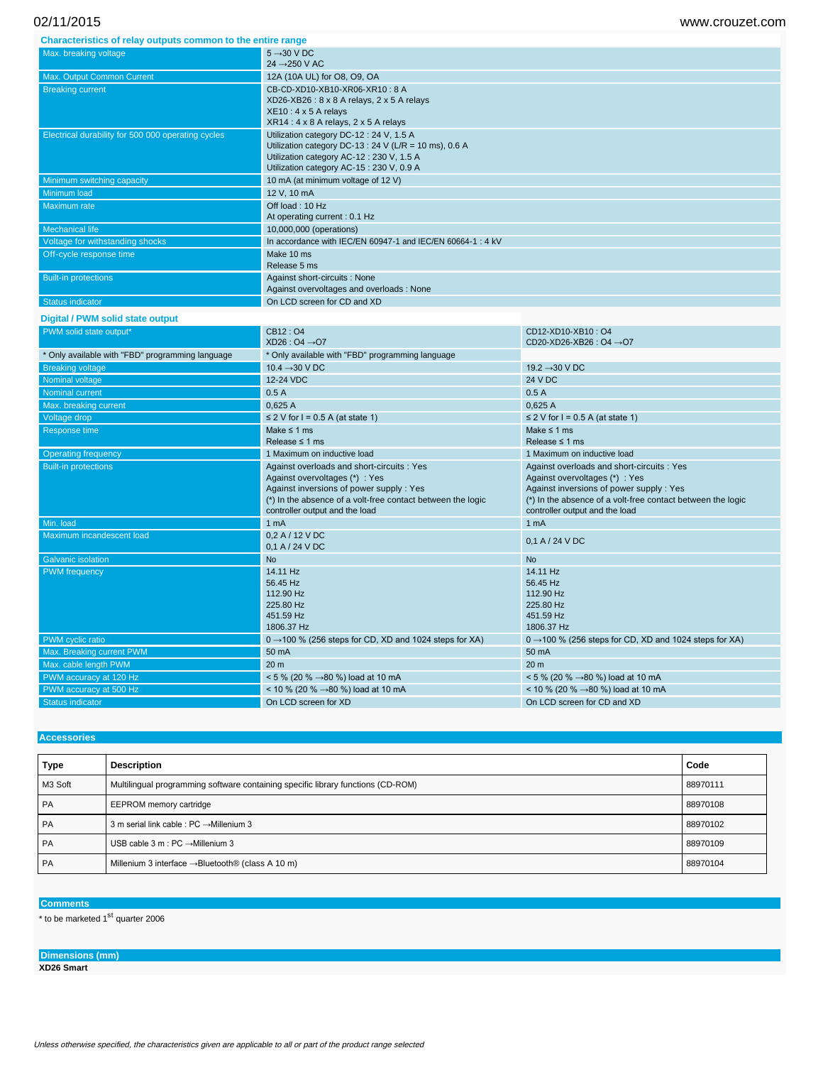## Characteristics of relay outputs common to the entire range

| | |
|---|---|
| Max. breaking voltage | 5 →30 V DC<br>24 →250 V AC |
| Max. Output Common Current | 12A (10A UL) for O8, O9, OA |
| Breaking current | CB-CD-XD10-XB10-XR06-XR10 : 8 A<br>XD26-XB26 : 8 x 8 A relays, 2 x 5 A relays<br>XE10 : 4 x 5 A relays<br>XR14 : 4 x 8 A relays, 2 x 5 A relays |
| Electrical durability for 500 000 operating cycles | Utilization category DC-12 : 24 V, 1.5 A<br>Utilization category DC-13 : 24 V (L/R = 10 ms), 0.6 A<br>Utilization category AC-12 : 230 V, 1.5 A<br>Utilization category AC-15 : 230 V, 0.9 A |
| Minimum switching capacity | 10 mA (at minimum voltage of 12 V) |
| Minimum load | 12 V, 10 mA |
| Maximum rate | Off load : 10 Hz<br>At operating current : 0.1 Hz |
| Mechanical life | 10,000,000 (operations) |
| Voltage for withstanding shocks | In accordance with IEC/EN 60947-1 and IEC/EN 60664-1 : 4 kV |
| Off-cycle response time | Make 10 ms<br>Release 5 ms |
| Built-in protections | Against short-circuits : None<br>Against overvoltages and overloads : None |
| Status indicator | On LCD screen for CD and XD |

## Digital / PWM solid state output

| | | |
|---|---|---|
| PWM solid state output* | CB12 : O4<br>XD26 : O4 →O7 | CD12-XD10-XB10 : O4<br>CD20-XD26-XB26 : O4 →O7 |
| * Only available with "FBD" programming language | * Only available with "FBD" programming language | |
| Breaking voltage | 10.4 →30 V DC | 19.2 →30 V DC |
| Nominal voltage | 12-24 VDC | 24 V DC |
| Nominal current | 0.5 A | 0.5 A |
| Max. breaking current | 0,625 A | 0,625 A |
| Voltage drop | ≤ 2 V for I = 0.5 A (at state 1) | ≤ 2 V for I = 0.5 A (at state 1) |
| Response time | Make ≤ 1 ms<br>Release ≤ 1 ms | Make ≤ 1 ms<br>Release ≤ 1 ms |
| Operating frequency | 1 Maximum on inductive load | 1 Maximum on inductive load |
| Built-in protections | Against overloads and short-circuits : Yes<br>Against overvoltages (*) : Yes<br>Against inversions of power supply : Yes<br>(*) In the absence of a volt-free contact between the logic controller output and the load | Against overloads and short-circuits : Yes<br>Against overvoltages (*) : Yes<br>Against inversions of power supply : Yes<br>(*) In the absence of a volt-free contact between the logic controller output and the load |
| Min. load | 1 mA | 1 mA |
| Maximum incandescent load | 0,2 A / 12 V DC<br>0,1 A / 24 V DC | 0,1 A / 24 V DC |
| Galvanic isolation | No | No |
| PWM frequency | 14.11 Hz<br>56.45 Hz<br>112.90 Hz<br>225.80 Hz<br>451.59 Hz<br>1806.37 Hz | 14.11 Hz<br>56.45 Hz<br>112.90 Hz<br>225.80 Hz<br>451.59 Hz<br>1806.37 Hz |
| PWM cyclic ratio | 0 →100 % (256 steps for CD, XD and 1024 steps for XA) | 0 →100 % (256 steps for CD, XD and 1024 steps for XA) |
| Max. Breaking current PWM | 50 mA | 50 mA |
| Max. cable length PWM | 20 m | 20 m |
| PWM accuracy at 120 Hz | < 5 % (20 % →80 %) load at 10 mA | < 5 % (20 % →80 %) load at 10 mA |
| PWM accuracy at 500 Hz | < 10 % (20 % →80 %) load at 10 mA | < 10 % (20 % →80 %) load at 10 mA |
| Status indicator | On LCD screen for XD | On LCD screen for CD and XD |

## Accessories

| Type | Description | Code |
|---|---|---|
| M3 Soft | Multilingual programming software containing specific library functions (CD-ROM) | 88970111 |
| PA | EEPROM memory cartridge | 88970108 |
| PA | 3 m serial link cable : PC →Millenium 3 | 88970102 |
| PA | USB cable 3 m : PC →Millenium 3 | 88970109 |
| PA | Millenium 3 interface →Bluetooth® (class A 10 m) | 88970104 |

## Comments

* to be marketed 1st quarter 2006

## Dimensions (mm)

**XD26 Smart**

*Unless otherwise specified, the characteristics given are applicable to all or part of the product range selected*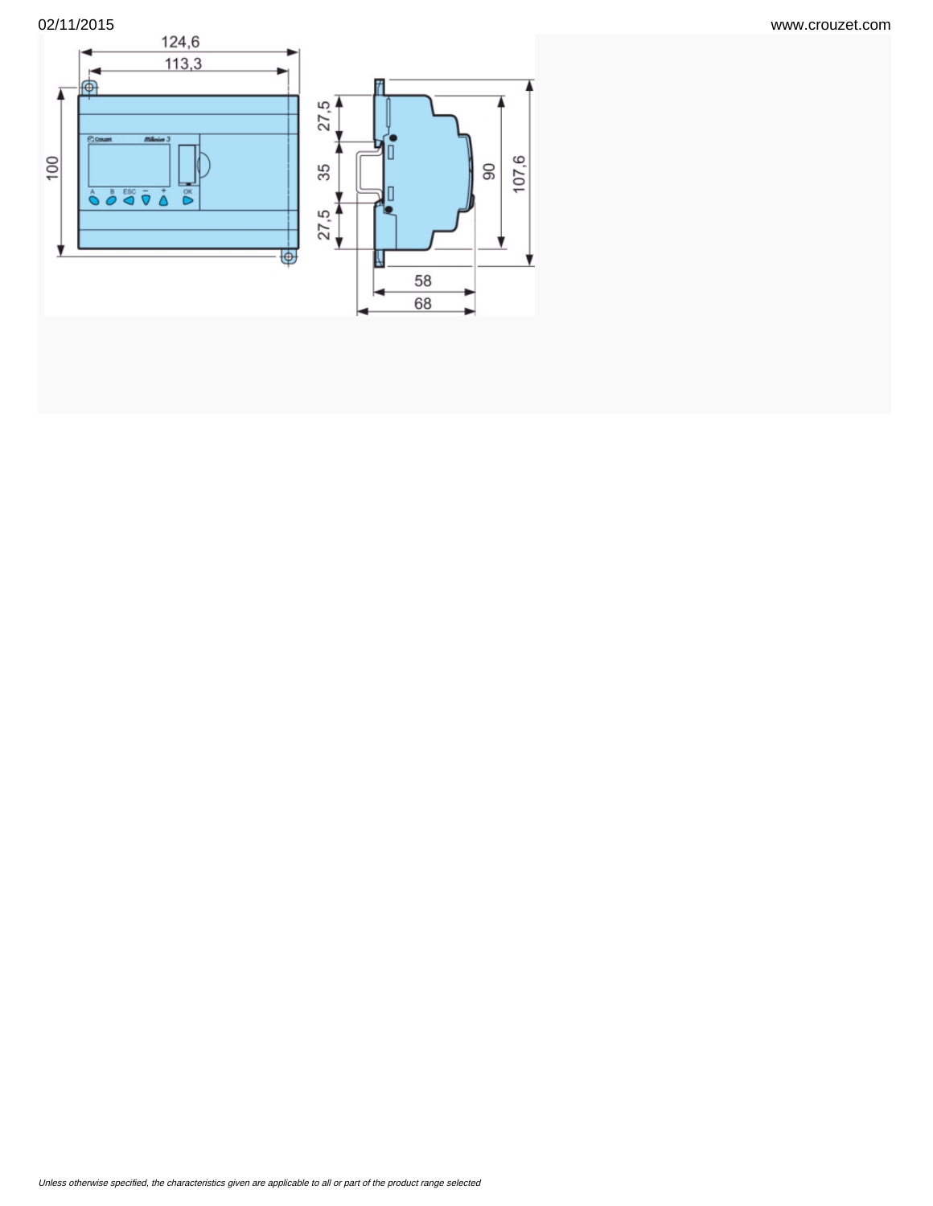124,6
113,3
100
27,5
35
27,5
90
107,6
58
68

*Unless otherwise specified, the characteristics given are applicable to all or part of the product range selected*